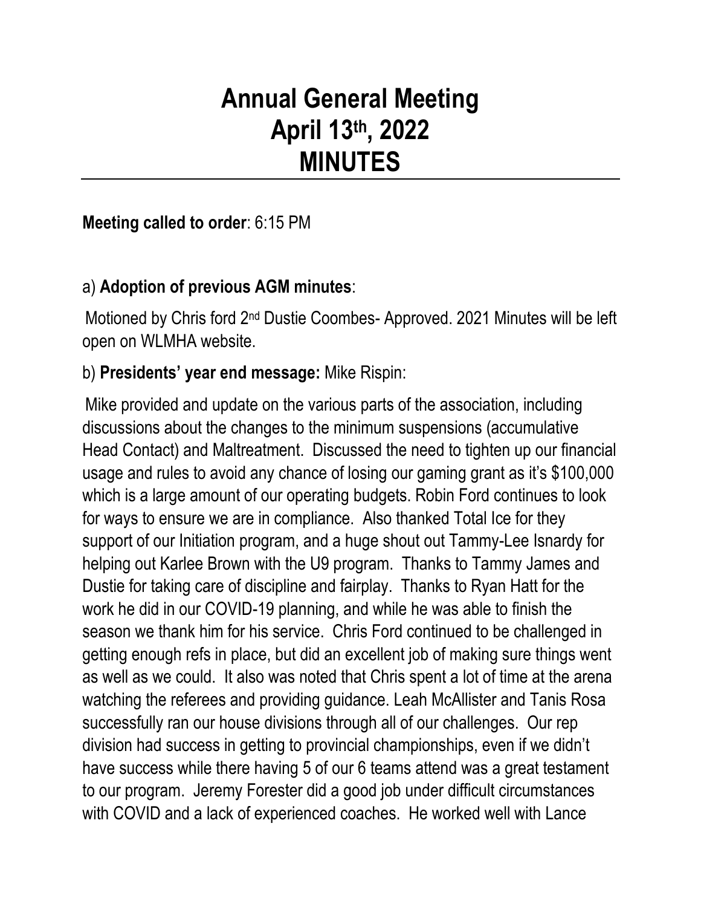# Annual General Meeting
# April 13th, 2022
# MINUTES

---

**Meeting called to order**: 6:15 PM

a) **Adoption of previous AGM minutes**:

Motioned by Chris ford 2nd Dustie Coombes- Approved. 2021 Minutes will be left open on WLMHA website.

b) **Presidents' year end message:** Mike Rispin:

Mike provided and update on the various parts of the association, including discussions about the changes to the minimum suspensions (accumulative Head Contact) and Maltreatment. Discussed the need to tighten up our financial usage and rules to avoid any chance of losing our gaming grant as it's $100,000 which is a large amount of our operating budgets. Robin Ford continues to look for ways to ensure we are in compliance. Also thanked Total Ice for they support of our Initiation program, and a huge shout out Tammy-Lee Isnardy for helping out Karlee Brown with the U9 program. Thanks to Tammy James and Dustie for taking care of discipline and fairplay. Thanks to Ryan Hatt for the work he did in our COVID-19 planning, and while he was able to finish the season we thank him for his service. Chris Ford continued to be challenged in getting enough refs in place, but did an excellent job of making sure things went as well as we could. It also was noted that Chris spent a lot of time at the arena watching the referees and providing guidance. Leah McAllister and Tanis Rosa successfully ran our house divisions through all of our challenges. Our rep division had success in getting to provincial championships, even if we didn't have success while there having 5 of our 6 teams attend was a great testament to our program. Jeremy Forester did a good job under difficult circumstances with COVID and a lack of experienced coaches. He worked well with Lance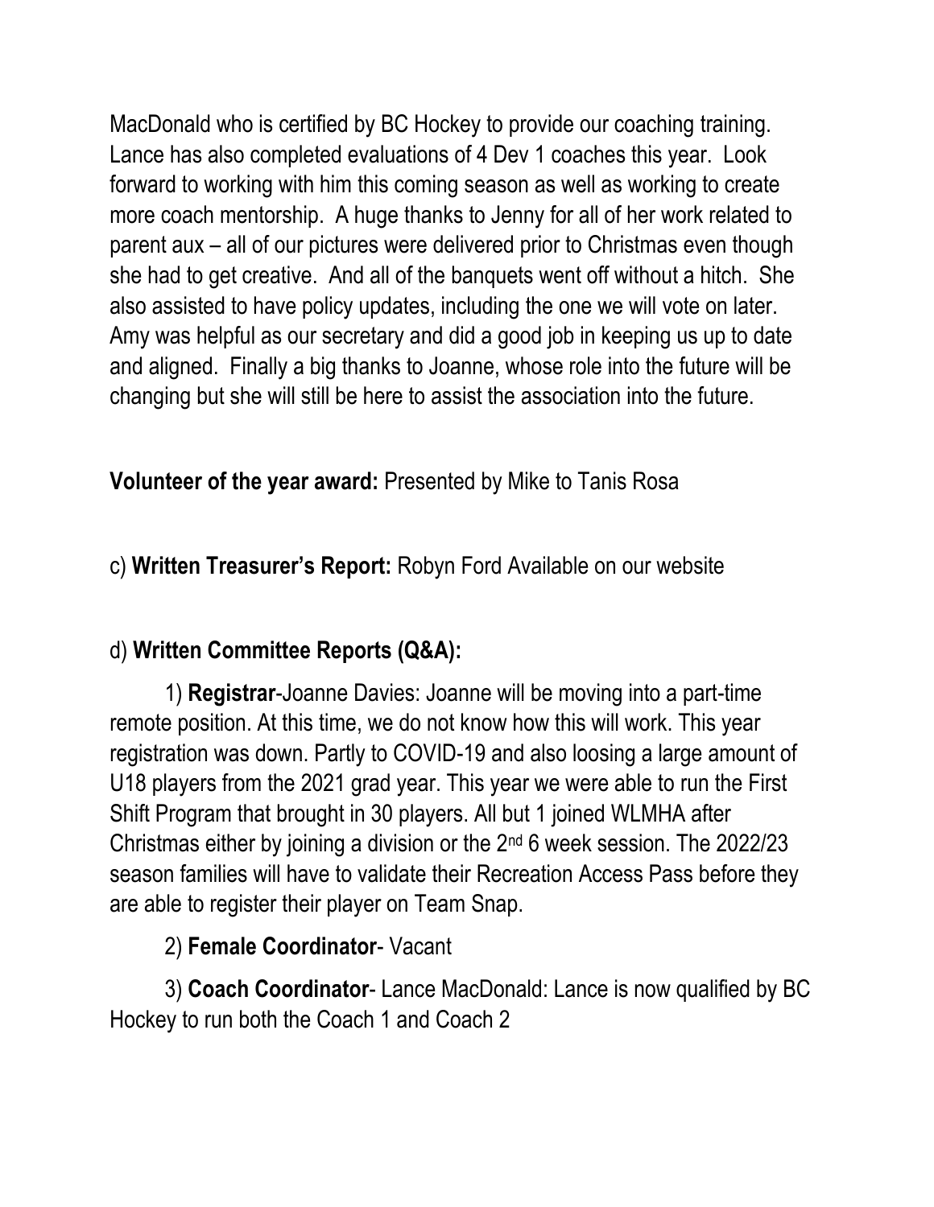MacDonald who is certified by BC Hockey to provide our coaching training. Lance has also completed evaluations of 4 Dev 1 coaches this year. Look forward to working with him this coming season as well as working to create more coach mentorship. A huge thanks to Jenny for all of her work related to parent aux – all of our pictures were delivered prior to Christmas even though she had to get creative. And all of the banquets went off without a hitch. She also assisted to have policy updates, including the one we will vote on later. Amy was helpful as our secretary and did a good job in keeping us up to date and aligned. Finally a big thanks to Joanne, whose role into the future will be changing but she will still be here to assist the association into the future.

**Volunteer of the year award:** Presented by Mike to Tanis Rosa

c) **Written Treasurer's Report:** Robyn Ford Available on our website

d) **Written Committee Reports (Q&A):**

1) **Registrar**-Joanne Davies: Joanne will be moving into a part-time remote position. At this time, we do not know how this will work. This year registration was down. Partly to COVID-19 and also loosing a large amount of U18 players from the 2021 grad year. This year we were able to run the First Shift Program that brought in 30 players. All but 1 joined WLMHA after Christmas either by joining a division or the 2nd 6 week session. The 2022/23 season families will have to validate their Recreation Access Pass before they are able to register their player on Team Snap.

2) **Female Coordinator**- Vacant

3) **Coach Coordinator**- Lance MacDonald: Lance is now qualified by BC Hockey to run both the Coach 1 and Coach 2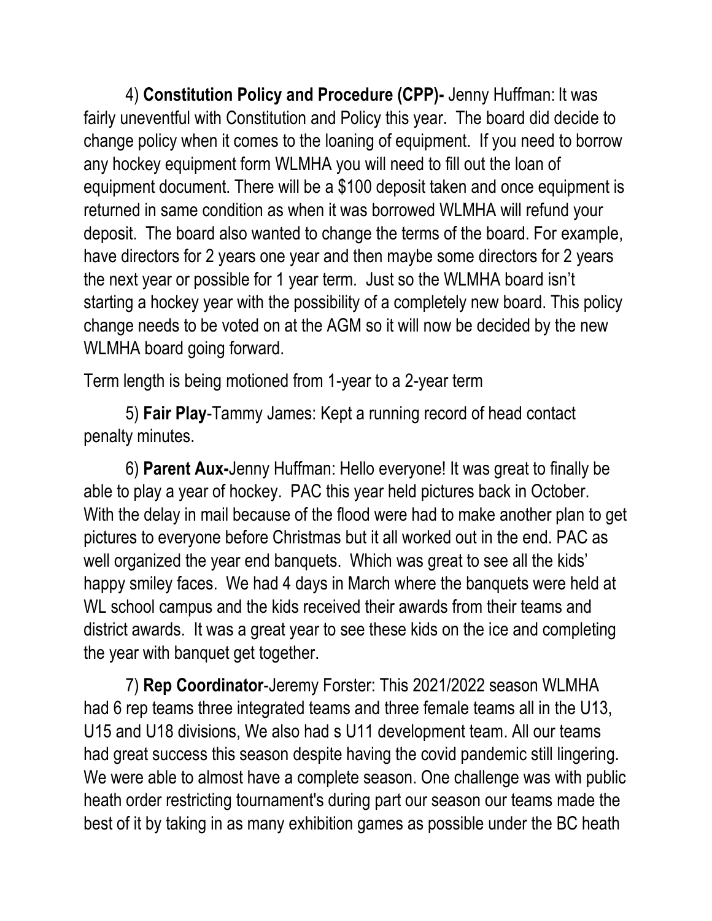4) **Constitution Policy and Procedure (CPP)-** Jenny Huffman: It was fairly uneventful with Constitution and Policy this year. The board did decide to change policy when it comes to the loaning of equipment. If you need to borrow any hockey equipment form WLMHA you will need to fill out the loan of equipment document. There will be a $100 deposit taken and once equipment is returned in same condition as when it was borrowed WLMHA will refund your deposit. The board also wanted to change the terms of the board. For example, have directors for 2 years one year and then maybe some directors for 2 years the next year or possible for 1 year term. Just so the WLMHA board isn't starting a hockey year with the possibility of a completely new board. This policy change needs to be voted on at the AGM so it will now be decided by the new WLMHA board going forward.

Term length is being motioned from 1-year to a 2-year term

5) **Fair Play**-Tammy James: Kept a running record of head contact penalty minutes.

6) **Parent Aux-**Jenny Huffman: Hello everyone! It was great to finally be able to play a year of hockey. PAC this year held pictures back in October. With the delay in mail because of the flood were had to make another plan to get pictures to everyone before Christmas but it all worked out in the end. PAC as well organized the year end banquets. Which was great to see all the kids' happy smiley faces. We had 4 days in March where the banquets were held at WL school campus and the kids received their awards from their teams and district awards. It was a great year to see these kids on the ice and completing the year with banquet get together.

7) **Rep Coordinator**-Jeremy Forster: This 2021/2022 season WLMHA had 6 rep teams three integrated teams and three female teams all in the U13, U15 and U18 divisions, We also had s U11 development team. All our teams had great success this season despite having the covid pandemic still lingering. We were able to almost have a complete season. One challenge was with public heath order restricting tournament's during part our season our teams made the best of it by taking in as many exhibition games as possible under the BC heath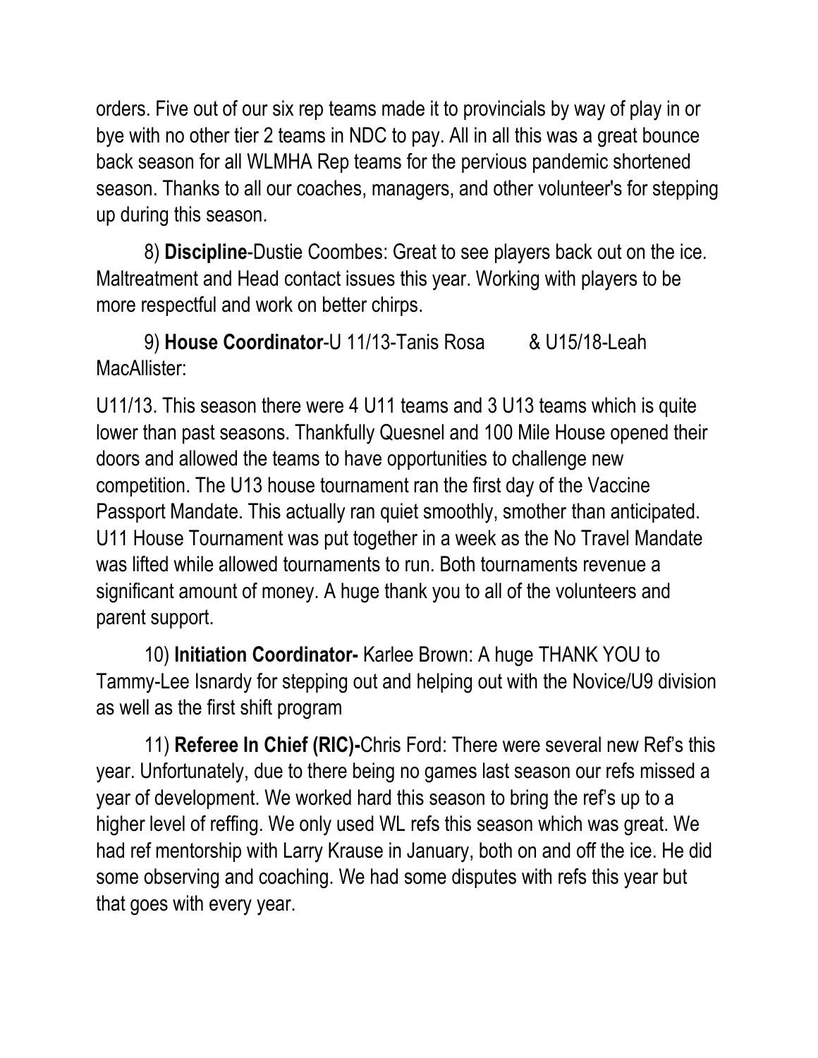orders. Five out of our six rep teams made it to provincials by way of play in or bye with no other tier 2 teams in NDC to pay. All in all this was a great bounce back season for all WLMHA Rep teams for the pervious pandemic shortened season. Thanks to all our coaches, managers, and other volunteer's for stepping up during this season.

8) **Discipline**-Dustie Coombes: Great to see players back out on the ice. Maltreatment and Head contact issues this year. Working with players to be more respectful and work on better chirps.

9) **House Coordinator**-U 11/13-Tanis Rosa & U15/18-Leah MacAllister:

U11/13. This season there were 4 U11 teams and 3 U13 teams which is quite lower than past seasons. Thankfully Quesnel and 100 Mile House opened their doors and allowed the teams to have opportunities to challenge new competition. The U13 house tournament ran the first day of the Vaccine Passport Mandate. This actually ran quiet smoothly, smother than anticipated. U11 House Tournament was put together in a week as the No Travel Mandate was lifted while allowed tournaments to run. Both tournaments revenue a significant amount of money. A huge thank you to all of the volunteers and parent support.

10) **Initiation Coordinator-** Karlee Brown: A huge THANK YOU to Tammy-Lee Isnardy for stepping out and helping out with the Novice/U9 division as well as the first shift program

11) **Referee In Chief (RIC)-**Chris Ford: There were several new Ref's this year. Unfortunately, due to there being no games last season our refs missed a year of development. We worked hard this season to bring the ref's up to a higher level of reffing. We only used WL refs this season which was great. We had ref mentorship with Larry Krause in January, both on and off the ice. He did some observing and coaching. We had some disputes with refs this year but that goes with every year.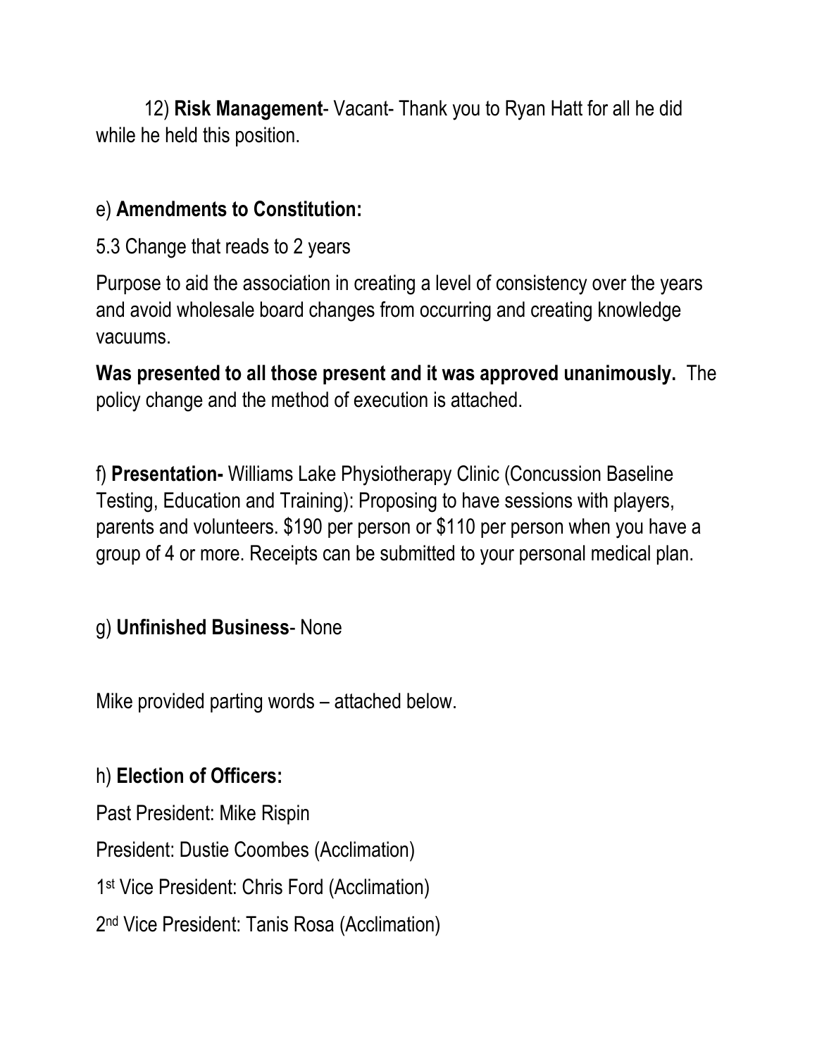12) **Risk Management**- Vacant- Thank you to Ryan Hatt for all he did while he held this position.

e) **Amendments to Constitution:**

5.3 Change that reads to 2 years

Purpose to aid the association in creating a level of consistency over the years and avoid wholesale board changes from occurring and creating knowledge vacuums.

**Was presented to all those present and it was approved unanimously.** The policy change and the method of execution is attached.

f) **Presentation-** Williams Lake Physiotherapy Clinic (Concussion Baseline Testing, Education and Training): Proposing to have sessions with players, parents and volunteers. $190 per person or $110 per person when you have a group of 4 or more. Receipts can be submitted to your personal medical plan.

g) **Unfinished Business**- None

Mike provided parting words – attached below.

h) **Election of Officers:**

Past President: Mike Rispin

President: Dustie Coombes (Acclimation)

1st Vice President: Chris Ford (Acclimation)

2nd Vice President: Tanis Rosa (Acclimation)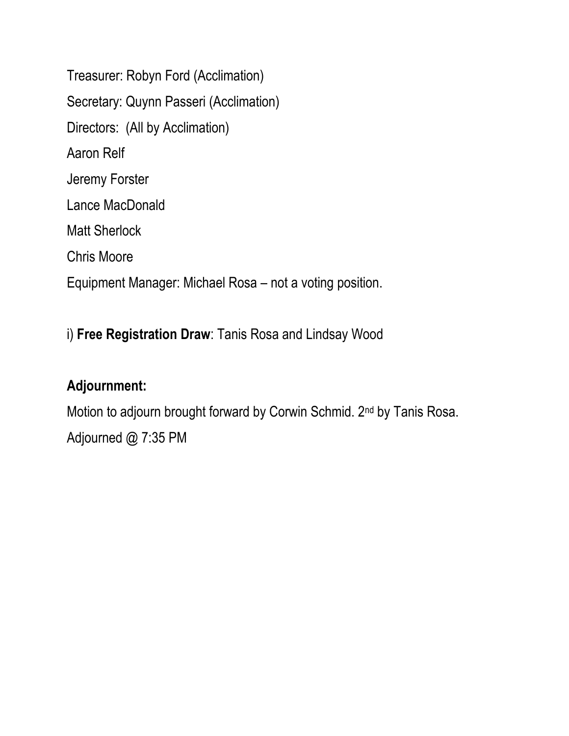Treasurer: Robyn Ford (Acclimation)

Secretary: Quynn Passeri (Acclimation)

Directors: (All by Acclimation)

Aaron Relf

Jeremy Forster

Lance MacDonald

Matt Sherlock

Chris Moore

Equipment Manager: Michael Rosa – not a voting position.

i) **Free Registration Draw**: Tanis Rosa and Lindsay Wood

**Adjournment:**

Motion to adjourn brought forward by Corwin Schmid. 2nd by Tanis Rosa.

Adjourned @ 7:35 PM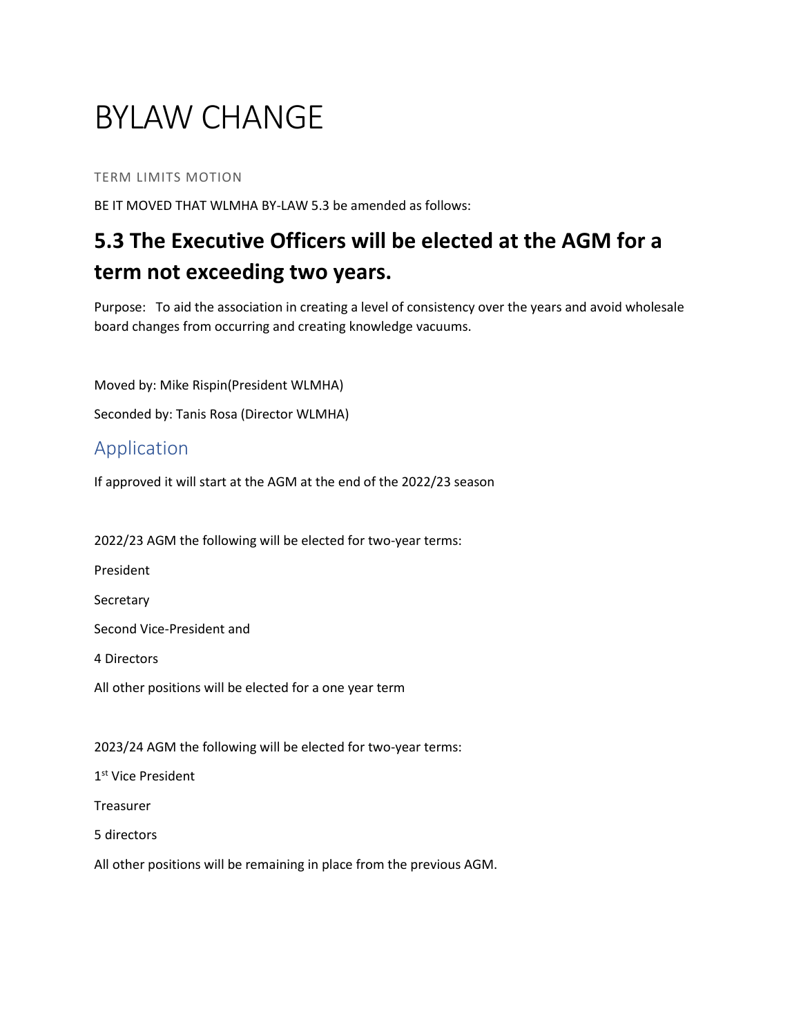# BYLAW CHANGE

TERM LIMITS MOTION

BE IT MOVED THAT WLMHA BY-LAW 5.3 be amended as follows:

## 5.3 The Executive Officers will be elected at the AGM for a term not exceeding two years.

Purpose: To aid the association in creating a level of consistency over the years and avoid wholesale board changes from occurring and creating knowledge vacuums.

Moved by: Mike Rispin(President WLMHA)

Seconded by: Tanis Rosa (Director WLMHA)

## Application

If approved it will start at the AGM at the end of the 2022/23 season

2022/23 AGM the following will be elected for two-year terms:

President

Secretary

Second Vice-President and

4 Directors

All other positions will be elected for a one year term

2023/24 AGM the following will be elected for two-year terms:

1st Vice President

Treasurer

5 directors

All other positions will be remaining in place from the previous AGM.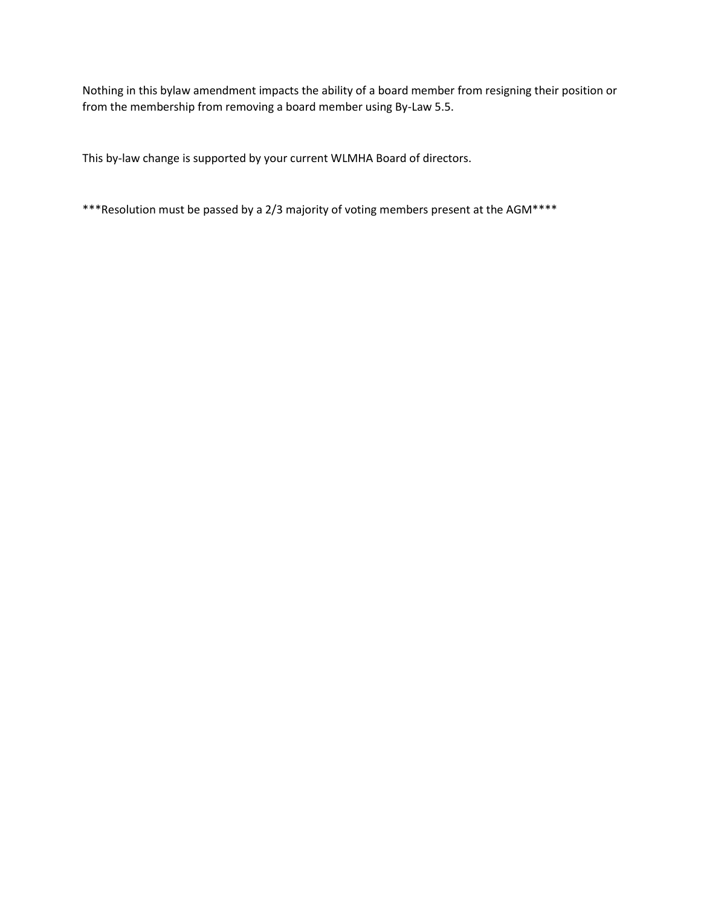Nothing in this bylaw amendment impacts the ability of a board member from resigning their position or from the membership from removing a board member using By-Law 5.5.

This by-law change is supported by your current WLMHA Board of directors.

***Resolution must be passed by a 2/3 majority of voting members present at the AGM****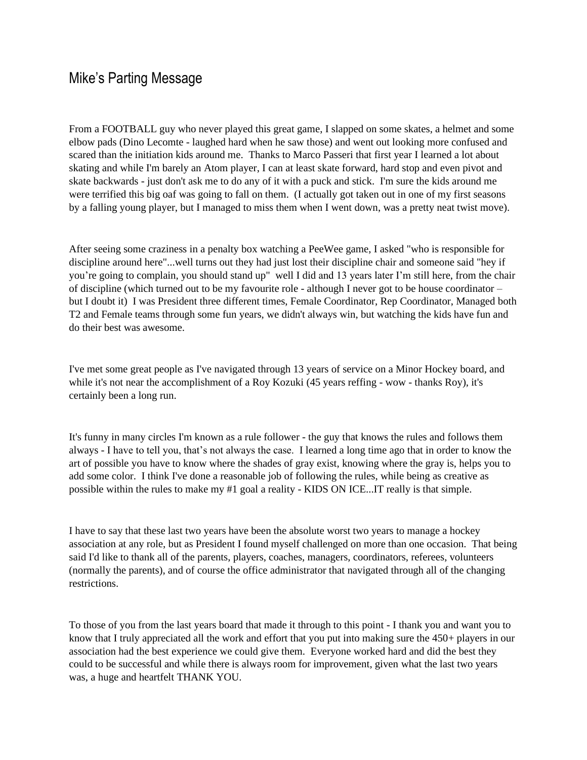# Mike's Parting Message

From a FOOTBALL guy who never played this great game, I slapped on some skates, a helmet and some elbow pads (Dino Lecomte - laughed hard when he saw those) and went out looking more confused and scared than the initiation kids around me. Thanks to Marco Passeri that first year I learned a lot about skating and while I'm barely an Atom player, I can at least skate forward, hard stop and even pivot and skate backwards - just don't ask me to do any of it with a puck and stick. I'm sure the kids around me were terrified this big oaf was going to fall on them. (I actually got taken out in one of my first seasons by a falling young player, but I managed to miss them when I went down, was a pretty neat twist move).

After seeing some craziness in a penalty box watching a PeeWee game, I asked "who is responsible for discipline around here"...well turns out they had just lost their discipline chair and someone said "hey if you're going to complain, you should stand up" well I did and 13 years later I'm still here, from the chair of discipline (which turned out to be my favourite role - although I never got to be house coordinator – but I doubt it) I was President three different times, Female Coordinator, Rep Coordinator, Managed both T2 and Female teams through some fun years, we didn't always win, but watching the kids have fun and do their best was awesome.

I've met some great people as I've navigated through 13 years of service on a Minor Hockey board, and while it's not near the accomplishment of a Roy Kozuki (45 years reffing - wow - thanks Roy), it's certainly been a long run.

It's funny in many circles I'm known as a rule follower - the guy that knows the rules and follows them always - I have to tell you, that's not always the case. I learned a long time ago that in order to know the art of possible you have to know where the shades of gray exist, knowing where the gray is, helps you to add some color. I think I've done a reasonable job of following the rules, while being as creative as possible within the rules to make my #1 goal a reality - KIDS ON ICE...IT really is that simple.

I have to say that these last two years have been the absolute worst two years to manage a hockey association at any role, but as President I found myself challenged on more than one occasion. That being said I'd like to thank all of the parents, players, coaches, managers, coordinators, referees, volunteers (normally the parents), and of course the office administrator that navigated through all of the changing restrictions.

To those of you from the last years board that made it through to this point - I thank you and want you to know that I truly appreciated all the work and effort that you put into making sure the 450+ players in our association had the best experience we could give them. Everyone worked hard and did the best they could to be successful and while there is always room for improvement, given what the last two years was, a huge and heartfelt THANK YOU.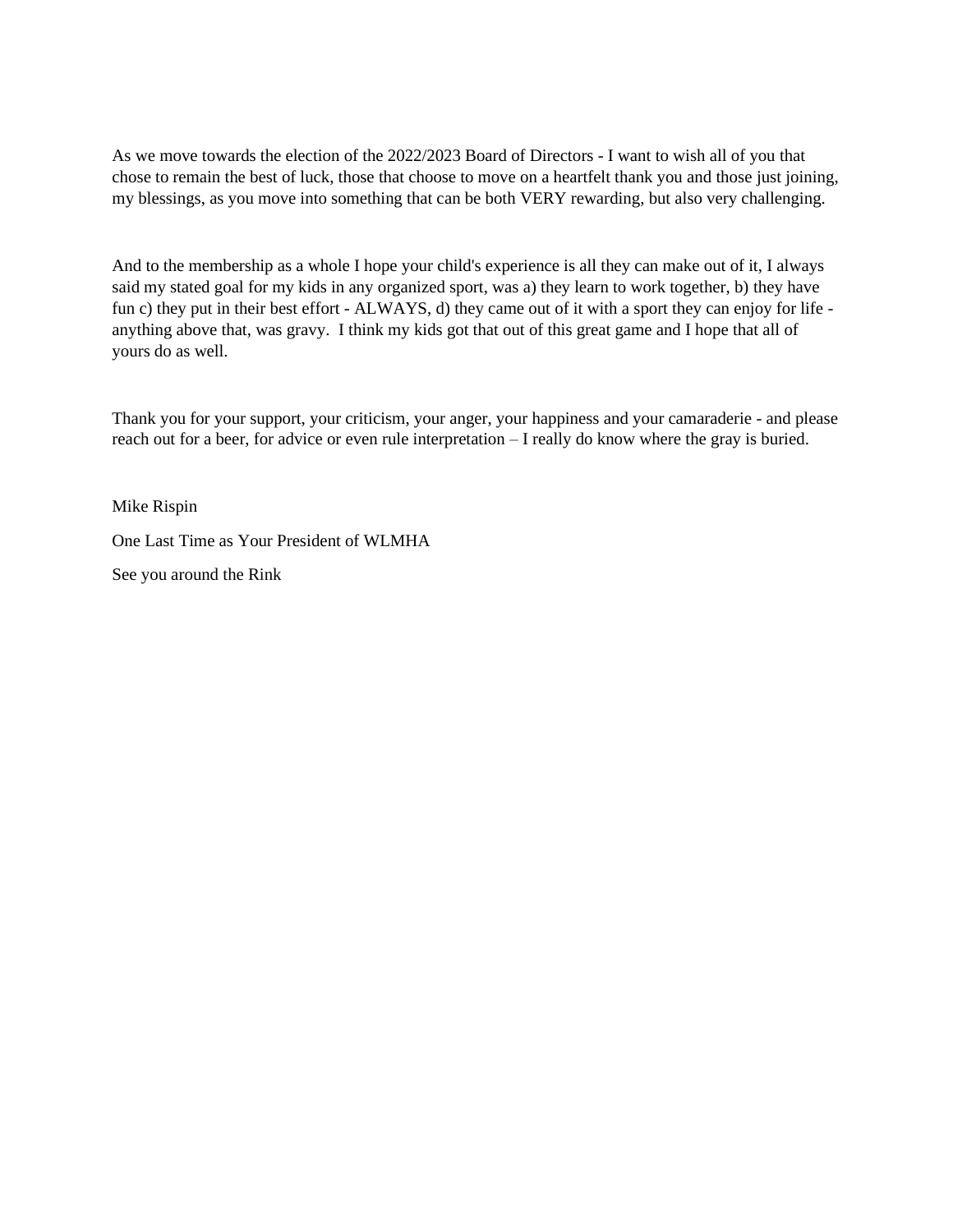As we move towards the election of the 2022/2023 Board of Directors - I want to wish all of you that chose to remain the best of luck, those that choose to move on a heartfelt thank you and those just joining, my blessings, as you move into something that can be both VERY rewarding, but also very challenging.

And to the membership as a whole I hope your child's experience is all they can make out of it, I always said my stated goal for my kids in any organized sport, was a) they learn to work together, b) they have fun c) they put in their best effort - ALWAYS, d) they came out of it with a sport they can enjoy for life - anything above that, was gravy. I think my kids got that out of this great game and I hope that all of yours do as well.

Thank you for your support, your criticism, your anger, your happiness and your camaraderie - and please reach out for a beer, for advice or even rule interpretation – I really do know where the gray is buried.

Mike Rispin

One Last Time as Your President of WLMHA

See you around the Rink